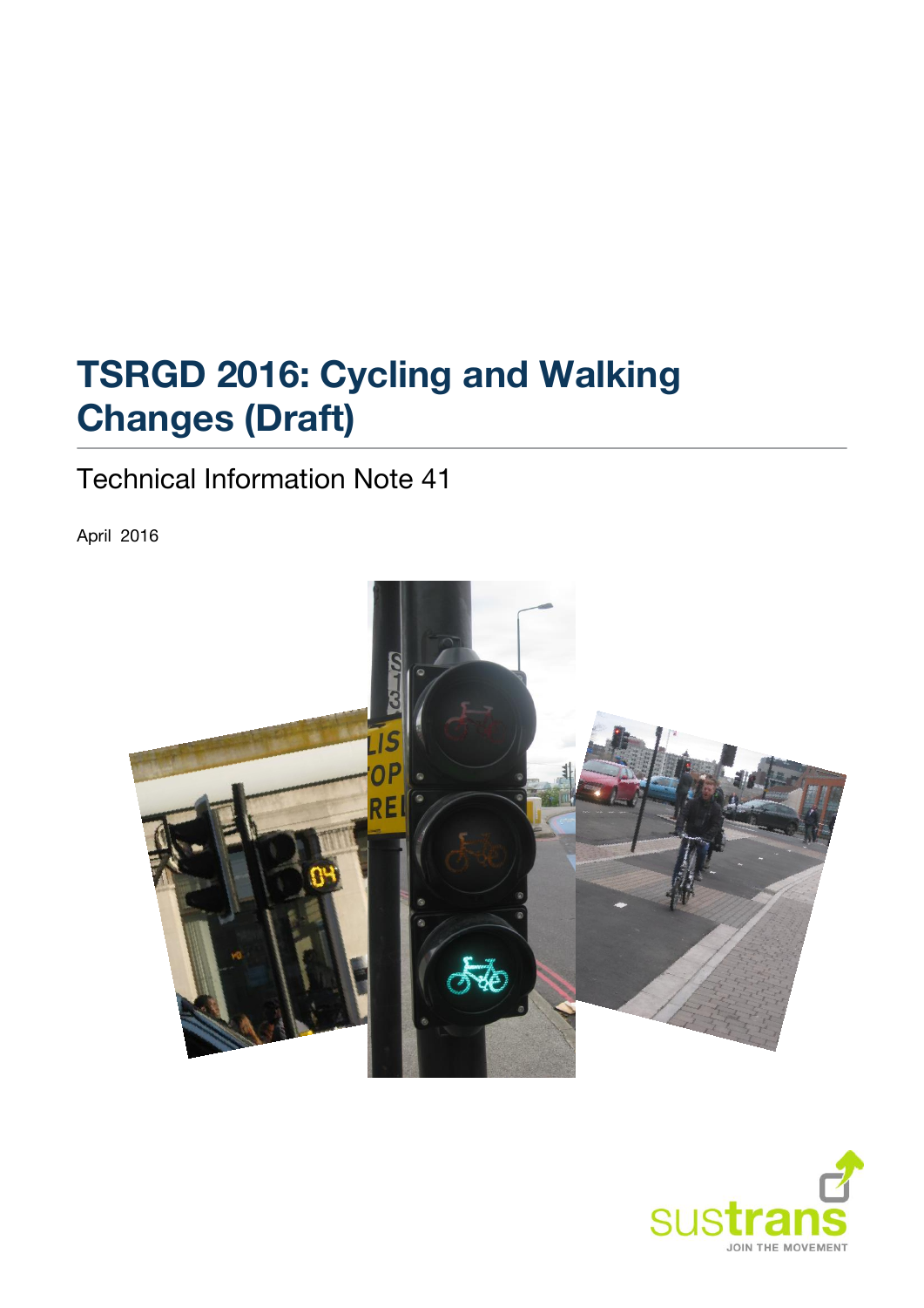# TSRGD 2016: Cycling and Walking Changes (Draft)

## Technical Information Note 41

April 2016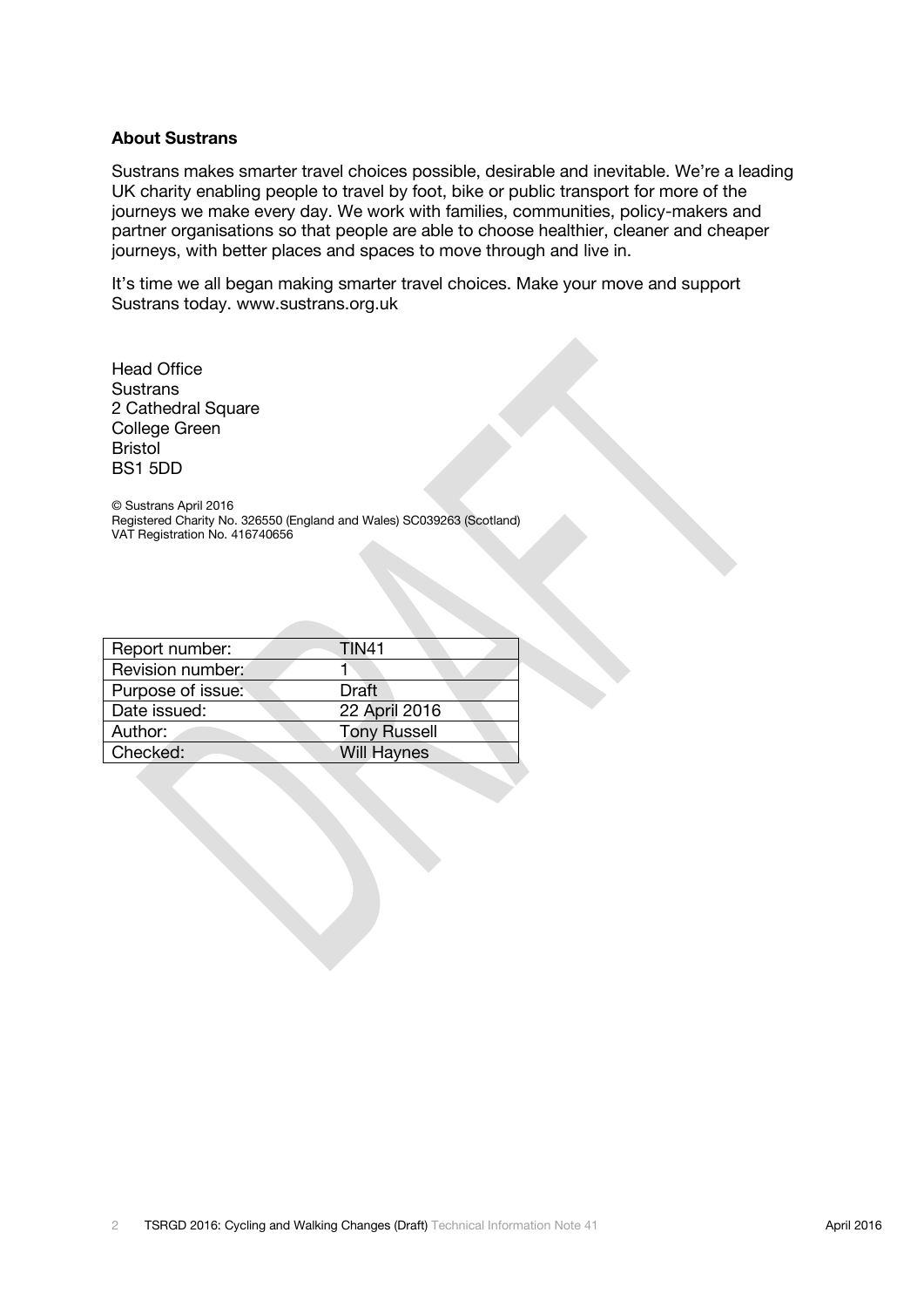**About Sustrans**

Sustrans makes smarter travel choices possible, desirable and inevitable. We're a leading UK charity enabling people to travel by foot, bike or public transport for more of the journeys we make every day. We work with families, communities, policy-makers and partner organisations so that people are able to choose healthier, cleaner and cheaper journeys, with better places and spaces to move through and live in.

It's time we all began making smarter travel choices. Make your move and support Sustrans today. www.sustrans.org.uk

Head Office
Sustrans
2 Cathedral Square
College Green
Bristol
BS1 5DD

© Sustrans April 2016
Registered Charity No. 326550 (England and Wales) SC039263 (Scotland)
VAT Registration No. 416740656

| | |
|---|---|
| Report number: | TIN41 |
| Revision number: | 1 |
| Purpose of issue: | Draft |
| Date issued: | 22 April 2016 |
| Author: | Tony Russell |
| Checked: | Will Haynes |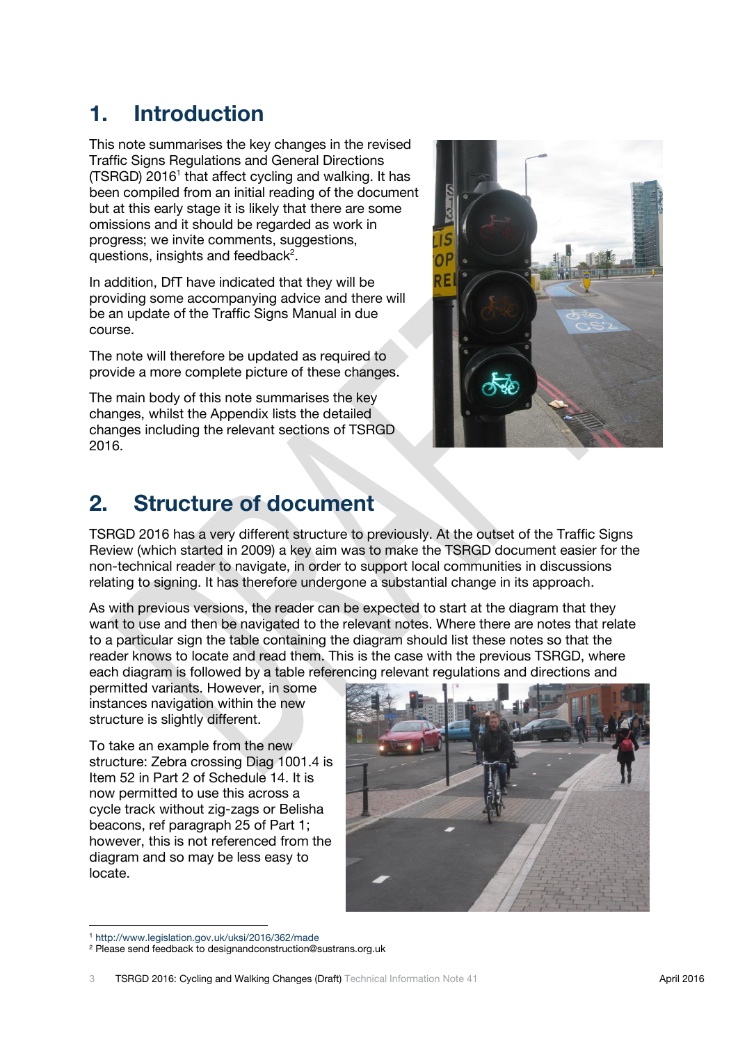# 1. Introduction

This note summarises the key changes in the revised Traffic Signs Regulations and General Directions (TSRGD) 2016[1] that affect cycling and walking. It has been compiled from an initial reading of the document but at this early stage it is likely that there are some omissions and it should be regarded as work in progress; we invite comments, suggestions, questions, insights and feedback[2].

In addition, DfT have indicated that they will be providing some accompanying advice and there will be an update of the Traffic Signs Manual in due course.

The note will therefore be updated as required to provide a more complete picture of these changes.

The main body of this note summarises the key changes, whilst the Appendix lists the detailed changes including the relevant sections of TSRGD 2016.

# 2. Structure of document

TSRGD 2016 has a very different structure to previously. At the outset of the Traffic Signs Review (which started in 2009) a key aim was to make the TSRGD document easier for the non-technical reader to navigate, in order to support local communities in discussions relating to signing. It has therefore undergone a substantial change in its approach.

As with previous versions, the reader can be expected to start at the diagram that they want to use and then be navigated to the relevant notes. Where there are notes that relate to a particular sign the table containing the diagram should list these notes so that the reader knows to locate and read them. This is the case with the previous TSRGD, where each diagram is followed by a table referencing relevant regulations and directions and permitted variants. However, in some instances navigation within the new structure is slightly different.

To take an example from the new structure: Zebra crossing Diag 1001.4 is Item 52 in Part 2 of Schedule 14. It is now permitted to use this across a cycle track without zig-zags or Belisha beacons, ref paragraph 25 of Part 1; however, this is not referenced from the diagram and so may be less easy to locate.

---

[1] http://www.legislation.gov.uk/uksi/2016/362/made

[2] Please send feedback to designandconstruction@sustrans.org.uk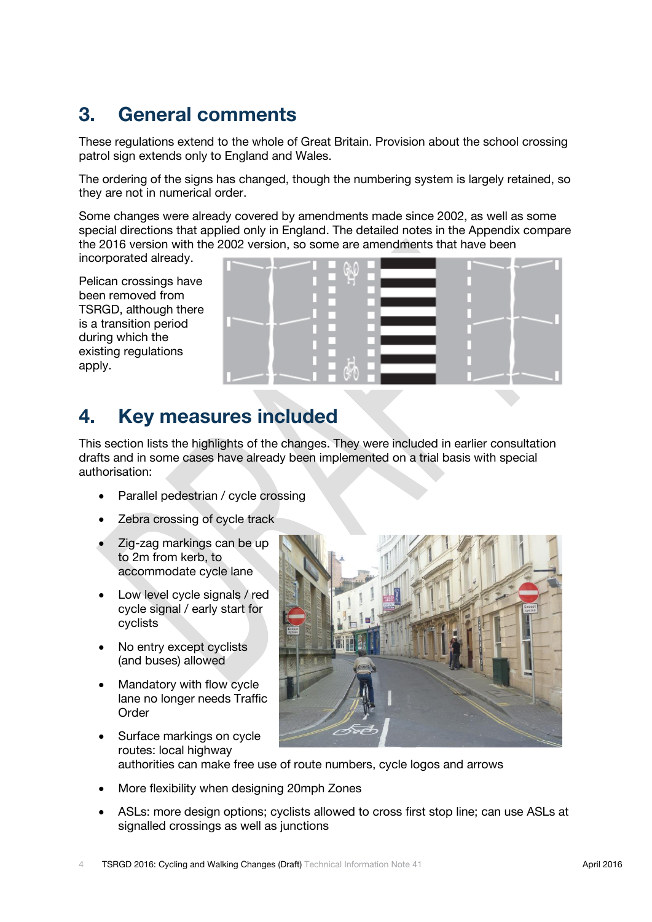## 3. General comments

These regulations extend to the whole of Great Britain. Provision about the school crossing patrol sign extends only to England and Wales.

The ordering of the signs has changed, though the numbering system is largely retained, so they are not in numerical order.

Some changes were already covered by amendments made since 2002, as well as some special directions that applied only in England. The detailed notes in the Appendix compare the 2016 version with the 2002 version, so some are amendments that have been incorporated already.

Pelican crossings have been removed from TSRGD, although there is a transition period during which the existing regulations apply.

## 4. Key measures included

This section lists the highlights of the changes. They were included in earlier consultation drafts and in some cases have already been implemented on a trial basis with special authorisation:

- Parallel pedestrian / cycle crossing
- Zebra crossing of cycle track
- Zig-zag markings can be up to 2m from kerb, to accommodate cycle lane
- Low level cycle signals / red cycle signal / early start for cyclists
- No entry except cyclists (and buses) allowed
- Mandatory with flow cycle lane no longer needs Traffic Order
- Surface markings on cycle routes: local highway authorities can make free use of route numbers, cycle logos and arrows
- More flexibility when designing 20mph Zones
- ASLs: more design options; cyclists allowed to cross first stop line; can use ASLs at signalled crossings as well as junctions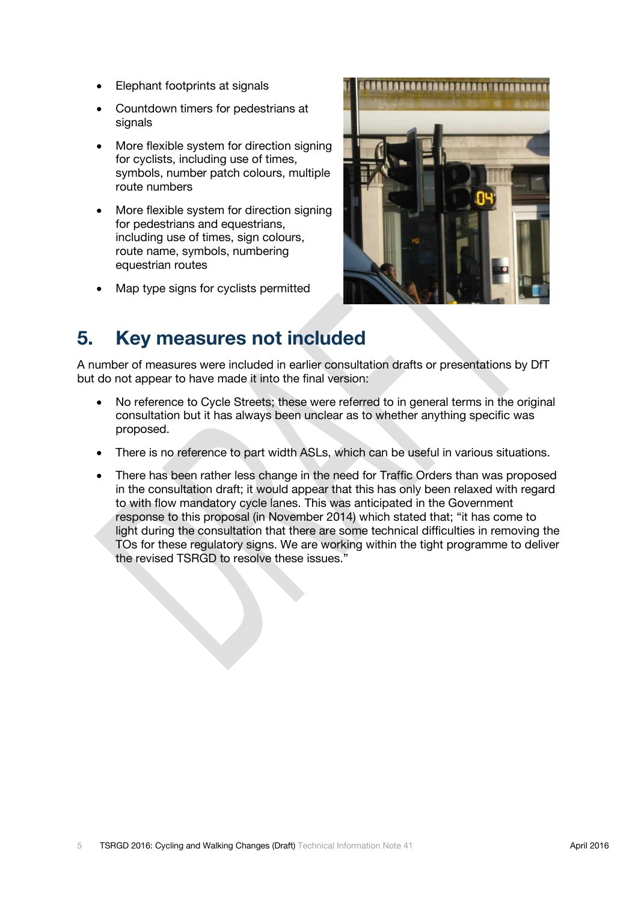- Elephant footprints at signals
- Countdown timers for pedestrians at signals
- More flexible system for direction signing for cyclists, including use of times, symbols, number patch colours, multiple route numbers
- More flexible system for direction signing for pedestrians and equestrians, including use of times, sign colours, route name, symbols, numbering equestrian routes
- Map type signs for cyclists permitted

## 5. Key measures not included

A number of measures were included in earlier consultation drafts or presentations by DfT but do not appear to have made it into the final version:

- No reference to Cycle Streets; these were referred to in general terms in the original consultation but it has always been unclear as to whether anything specific was proposed.
- There is no reference to part width ASLs, which can be useful in various situations.
- There has been rather less change in the need for Traffic Orders than was proposed in the consultation draft; it would appear that this has only been relaxed with regard to with flow mandatory cycle lanes. This was anticipated in the Government response to this proposal (in November 2014) which stated that; "it has come to light during the consultation that there are some technical difficulties in removing the TOs for these regulatory signs. We are working within the tight programme to deliver the revised TSRGD to resolve these issues."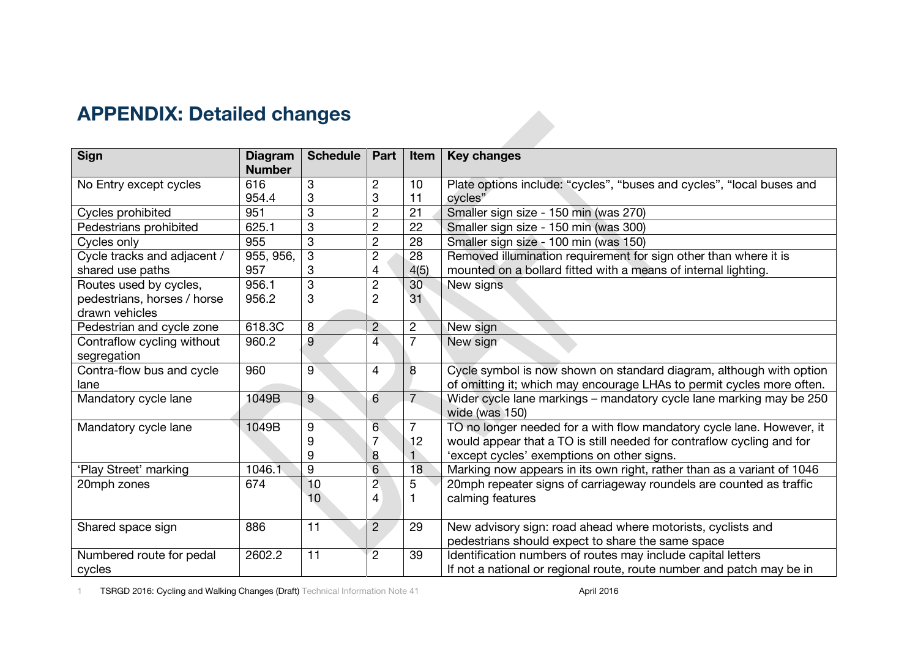# APPENDIX: Detailed changes

| Sign | Diagram Number | Schedule | Part | Item | Key changes |
|---|---|---|---|---|---|
| No Entry except cycles | 616<br>954.4 | 3<br>3 | 2<br>3 | 10<br>11 | Plate options include: "cycles", "buses and cycles", "local buses and cycles" |
| Cycles prohibited | 951 | 3 | 2 | 21 | Smaller sign size - 150 min (was 270) |
| Pedestrians prohibited | 625.1 | 3 | 2 | 22 | Smaller sign size - 150 min (was 300) |
| Cycles only | 955 | 3 | 2 | 28 | Smaller sign size - 100 min (was 150) |
| Cycle tracks and adjacent / shared use paths | 955, 956, 957 | 3<br>3 | 2<br>4 | 28<br>4(5) | Removed illumination requirement for sign other than where it is mounted on a bollard fitted with a means of internal lighting. |
| Routes used by cycles, pedestrians, horses / horse drawn vehicles | 956.1<br>956.2 | 3<br>3 | 2<br>2 | 30<br>31 | New signs |
| Pedestrian and cycle zone | 618.3C | 8 | 2 | 2 | New sign |
| Contraflow cycling without segregation | 960.2 | 9 | 4 | 7 | New sign |
| Contra-flow bus and cycle lane | 960 | 9 | 4 | 8 | Cycle symbol is now shown on standard diagram, although with option of omitting it; which may encourage LHAs to permit cycles more often. |
| Mandatory cycle lane | 1049B | 9 | 6 | 7 | Wider cycle lane markings – mandatory cycle lane marking may be 250 wide (was 150) |
| Mandatory cycle lane | 1049B | 9<br>9<br>9 | 6<br>7<br>8 | 7<br>12<br>1 | TO no longer needed for a with flow mandatory cycle lane. However, it would appear that a TO is still needed for contraflow cycling and for 'except cycles' exemptions on other signs. |
| 'Play Street' marking | 1046.1 | 9 | 6 | 18 | Marking now appears in its own right, rather than as a variant of 1046 |
| 20mph zones | 674 | 10<br>10 | 2<br>4 | 5<br>1 | 20mph repeater signs of carriageway roundels are counted as traffic calming features |
| Shared space sign | 886 | 11 | 2 | 29 | New advisory sign: road ahead where motorists, cyclists and pedestrians should expect to share the same space |
| Numbered route for pedal cycles | 2602.2 | 11 | 2 | 39 | Identification numbers of routes may include capital letters<br>If not a national or regional route, route number and patch may be in |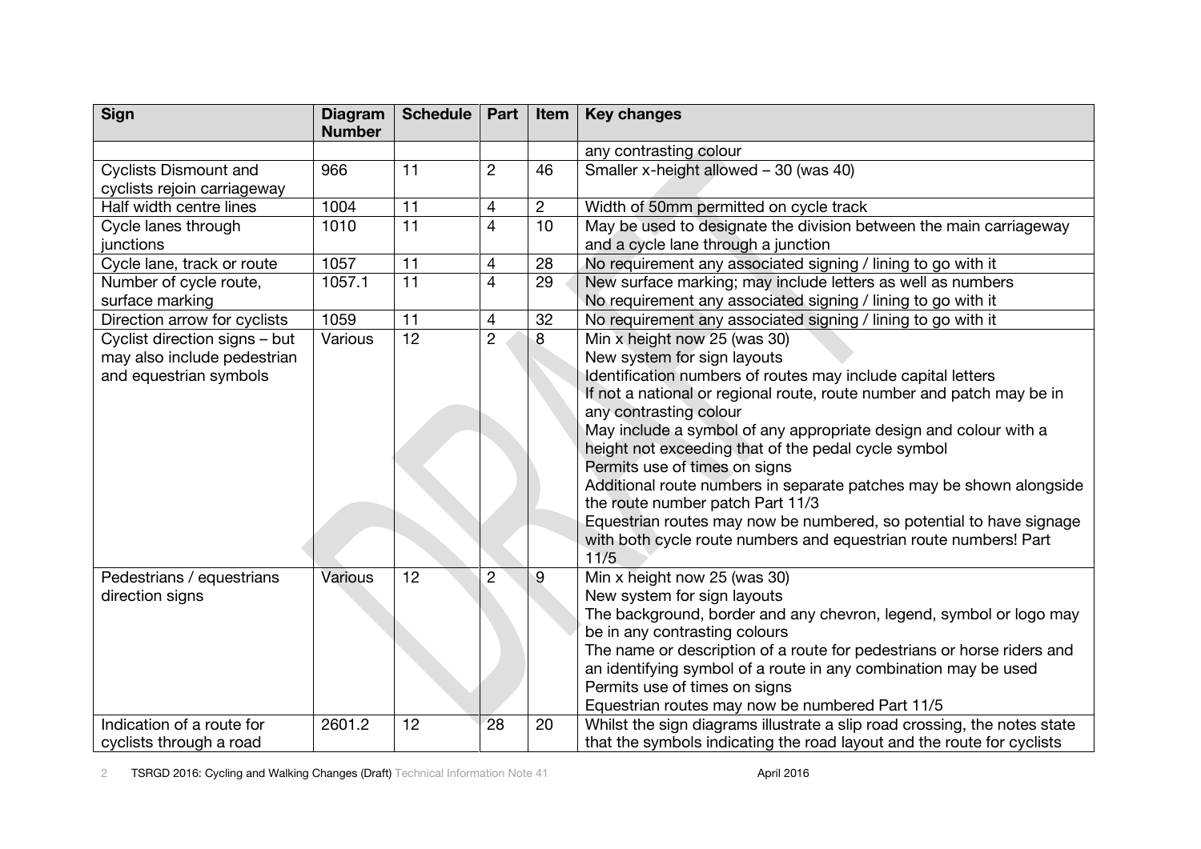| Sign | Diagram Number | Schedule | Part | Item | Key changes |
|---|---|---|---|---|---|
| | | | | | any contrasting colour |
| Cyclists Dismount and cyclists rejoin carriageway | 966 | 11 | 2 | 46 | Smaller x-height allowed – 30 (was 40) |
| Half width centre lines | 1004 | 11 | 4 | 2 | Width of 50mm permitted on cycle track |
| Cycle lanes through junctions | 1010 | 11 | 4 | 10 | May be used to designate the division between the main carriageway and a cycle lane through a junction |
| Cycle lane, track or route | 1057 | 11 | 4 | 28 | No requirement any associated signing / lining to go with it |
| Number of cycle route, surface marking | 1057.1 | 11 | 4 | 29 | New surface marking; may include letters as well as numbers<br>No requirement any associated signing / lining to go with it |
| Direction arrow for cyclists | 1059 | 11 | 4 | 32 | No requirement any associated signing / lining to go with it |
| Cyclist direction signs – but may also include pedestrian and equestrian symbols | Various | 12 | 2 | 8 | Min x height now 25 (was 30)<br>New system for sign layouts<br>Identification numbers of routes may include capital letters<br>If not a national or regional route, route number and patch may be in any contrasting colour<br>May include a symbol of any appropriate design and colour with a height not exceeding that of the pedal cycle symbol<br>Permits use of times on signs<br>Additional route numbers in separate patches may be shown alongside the route number patch Part 11/3<br>Equestrian routes may now be numbered, so potential to have signage with both cycle route numbers and equestrian route numbers! Part 11/5 |
| Pedestrians / equestrians direction signs | Various | 12 | 2 | 9 | Min x height now 25 (was 30)<br>New system for sign layouts<br>The background, border and any chevron, legend, symbol or logo may be in any contrasting colours<br>The name or description of a route for pedestrians or horse riders and an identifying symbol of a route in any combination may be used<br>Permits use of times on signs<br>Equestrian routes may now be numbered Part 11/5 |
| Indication of a route for cyclists through a road | 2601.2 | 12 | 28 | 20 | Whilst the sign diagrams illustrate a slip road crossing, the notes state that the symbols indicating the road layout and the route for cyclists |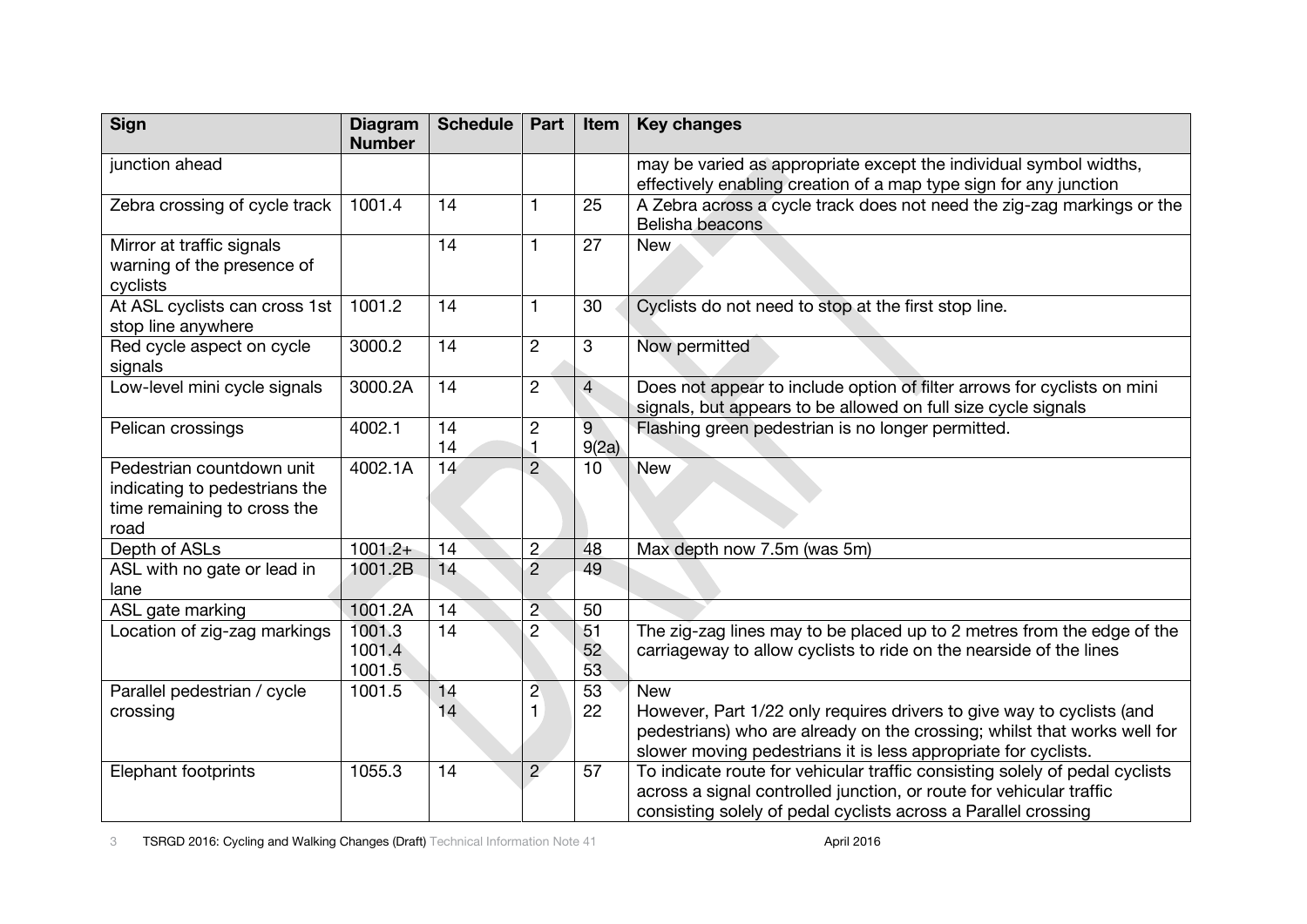| Sign | Diagram Number | Schedule | Part | Item | Key changes |
|---|---|---|---|---|---|
| junction ahead | | | | | may be varied as appropriate except the individual symbol widths, effectively enabling creation of a map type sign for any junction |
| Zebra crossing of cycle track | 1001.4 | 14 | 1 | 25 | A Zebra across a cycle track does not need the zig-zag markings or the Belisha beacons |
| Mirror at traffic signals warning of the presence of cyclists | | 14 | 1 | 27 | New |
| At ASL cyclists can cross 1st stop line anywhere | 1001.2 | 14 | 1 | 30 | Cyclists do not need to stop at the first stop line. |
| Red cycle aspect on cycle signals | 3000.2 | 14 | 2 | 3 | Now permitted |
| Low-level mini cycle signals | 3000.2A | 14 | 2 | 4 | Does not appear to include option of filter arrows for cyclists on mini signals, but appears to be allowed on full size cycle signals |
| Pelican crossings | 4002.1 | 14<br>14 | 2<br>1 | 9<br>9(2a) | Flashing green pedestrian is no longer permitted. |
| Pedestrian countdown unit indicating to pedestrians the time remaining to cross the road | 4002.1A | 14 | 2 | 10 | New |
| Depth of ASLs | 1001.2+ | 14 | 2 | 48 | Max depth now 7.5m (was 5m) |
| ASL with no gate or lead in lane | 1001.2B | 14 | 2 | 49 | |
| ASL gate marking | 1001.2A | 14 | 2 | 50 | |
| Location of zig-zag markings | 1001.3<br>1001.4<br>1001.5 | 14 | 2 | 51<br>52<br>53 | The zig-zag lines may to be placed up to 2 metres from the edge of the carriageway to allow cyclists to ride on the nearside of the lines |
| Parallel pedestrian / cycle crossing | 1001.5 | 14<br>14 | 2<br>1 | 53<br>22 | New<br>However, Part 1/22 only requires drivers to give way to cyclists (and pedestrians) who are already on the crossing; whilst that works well for slower moving pedestrians it is less appropriate for cyclists. |
| Elephant footprints | 1055.3 | 14 | 2 | 57 | To indicate route for vehicular traffic consisting solely of pedal cyclists across a signal controlled junction, or route for vehicular traffic consisting solely of pedal cyclists across a Parallel crossing |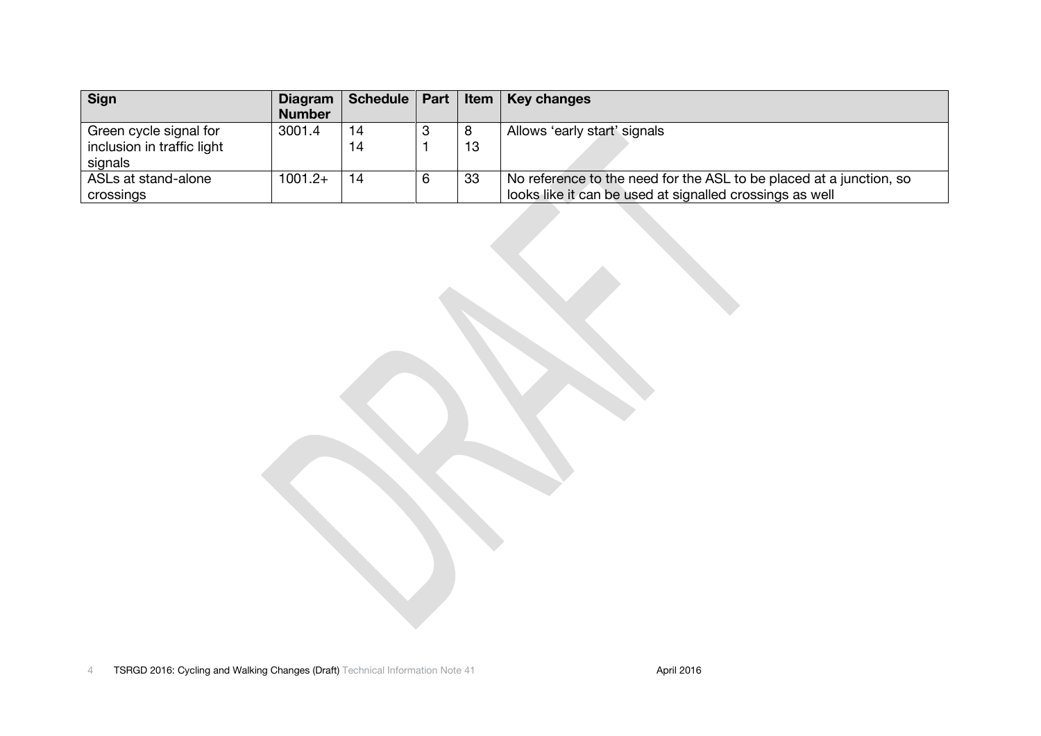| Sign | Diagram Number | Schedule | Part | Item | Key changes |
|---|---|---|---|---|---|
| Green cycle signal for inclusion in traffic light signals | 3001.4 | 14<br>14 | 3<br>1 | 8<br>13 | Allows 'early start' signals |
| ASLs at stand-alone crossings | 1001.2+ | 14 | 6 | 33 | No reference to the need for the ASL to be placed at a junction, so looks like it can be used at signalled crossings as well |